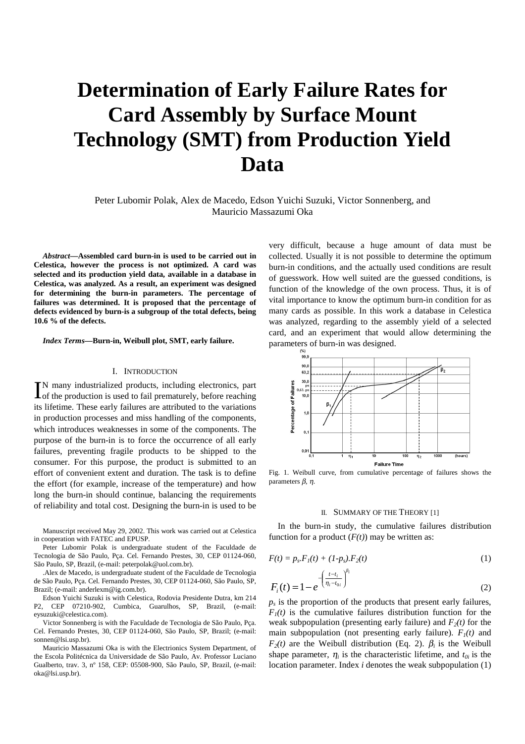# Determination of Early Failure Rates for Card Assembly by Surface Mount Technology (SMT) from Production Yield Data

Peter Lubomir Polak, Alex de Macedo, Edson Yuichi Suzuki, Victor Sonnenberg, and Mauricio Massazumi Oka

***Abstract*—Assembled card burn-in is used to be carried out in Celestica, however the process is not optimized. A card was selected and its production yield data, available in a database in Celestica, was analyzed. As a result, an experiment was designed for determining the burn-in parameters. The percentage of failures was determined. It is proposed that the percentage of defects evidenced by burn-is a subgroup of the total defects, being 10.6 % of the defects.**

***Index Terms*—Burn-in, Weibull plot, SMT, early failure.**

## I. Introduction

In many industrialized products, including electronics, part of the production is used to fail prematurely, before reaching its lifetime. These early failures are attributed to the variations in production processes and miss handling of the components, which introduces weaknesses in some of the components. The purpose of the burn-in is to force the occurrence of all early failures, preventing fragile products to be shipped to the consumer. For this purpose, the product is submitted to an effort of convenient extent and duration. The task is to define the effort (for example, increase of the temperature) and how long the burn-in should continue, balancing the requirements of reliability and total cost. Designing the burn-in is used to be very difficult, because a huge amount of data must be collected. Usually it is not possible to determine the optimum burn-in conditions, and the actually used conditions are result of guesswork. How well suited are the guessed conditions, is function of the knowledge of the own process. Thus, it is of vital importance to know the optimum burn-in condition for as many cards as possible. In this work a database in Celestica was analyzed, regarding to the assembly yield of a selected card, and an experiment that would allow determining the parameters of burn-in was designed.

Manuscript received May 29, 2002. This work was carried out at Celestica in cooperation with FATEC and EPUSP.

Peter Lubomir Polak is undergraduate student of the Faculdade de Tecnologia de São Paulo, Pça. Cel. Fernando Prestes, 30, CEP 01124-060, São Paulo, SP, Brazil, (e-mail: peterpolak@uol.com.br).

.Alex de Macedo, is undergraduate student of the Faculdade de Tecnologia de São Paulo, Pça. Cel. Fernando Prestes, 30, CEP 01124-060, São Paulo, SP, Brazil; (e-mail: anderlexm@ig.com.br).

Edson Yuichi Suzuki is with Celestica, Rodovia Presidente Dutra, km 214 P2, CEP 07210-902, Cumbica, Guarulhos, SP, Brazil, (e-mail: eysuzuki@celestica.com).

Victor Sonnenberg is with the Faculdade de Tecnologia de São Paulo, Pça. Cel. Fernando Prestes, 30, CEP 01124-060, São Paulo, SP, Brazil; (e-mail: sonnen@lsi.usp.br).

Mauricio Massazumi Oka is with the Electrionics System Department, of the Escola Politécnica da Universidade de São Paulo, Av. Professor Luciano Gualberto, trav. 3, nº 158, CEP: 05508-900, São Paulo, SP, Brazil, (e-mail: oka@lsi.usp.br).

Fig. 1. Weibull curve, from cumulative percentage of failures shows the parameters $\beta$, $\eta$.

## II. Summary of the Theory [1]

In the burn-in study, the cumulative failures distribution function for a product ($F(t)$) may be written as:

$$F(t) = p_s . F_1(t) + (1 - p_s) . F_2(t) \tag{1}$$

$$F_i(t) = 1 - e^{-\left(\frac{t - t_i}{\eta_i - t_{0i}}\right)^{\beta_i}} \tag{2}$$

$p_s$ is the proportion of the products that present early failures, $F_1(t)$ is the cumulative failures distribution function for the weak subpopulation (presenting early failure) and $F_2(t)$ for the main subpopulation (not presenting early failure). $F_1(t)$ and $F_2(t)$ are the Weibull distribution (Eq. 2). $\beta_i$ is the Weibull shape parameter, $\eta_i$ is the characteristic lifetime, and $t_{0i}$ is the location parameter. Index $i$ denotes the weak subpopulation (1)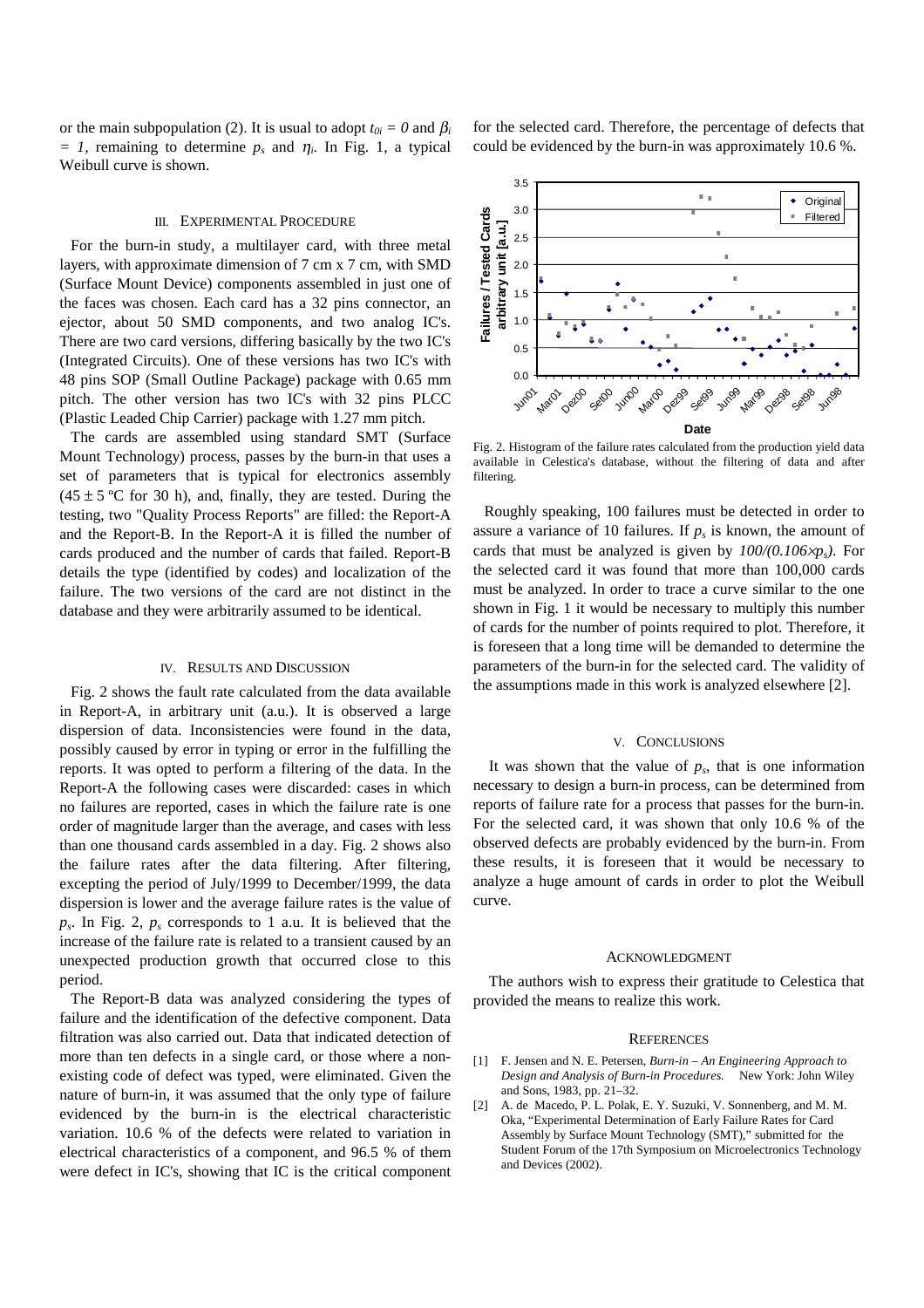or the main subpopulation (2). It is usual to adopt $t_{0i} = 0$ and $\beta_i = 1$, remaining to determine $p_s$ and $\eta_i$. In Fig. 1, a typical Weibull curve is shown.

## III. Experimental Procedure

For the burn-in study, a multilayer card, with three metal layers, with approximate dimension of 7 cm x 7 cm, with SMD (Surface Mount Device) components assembled in just one of the faces was chosen. Each card has a 32 pins connector, an ejector, about 50 SMD components, and two analog IC's. There are two card versions, differing basically by the two IC's (Integrated Circuits). One of these versions has two IC's with 48 pins SOP (Small Outline Package) package with 0.65 mm pitch. The other version has two IC's with 32 pins PLCC (Plastic Leaded Chip Carrier) package with 1.27 mm pitch.

The cards are assembled using standard SMT (Surface Mount Technology) process, passes by the burn-in that uses a set of parameters that is typical for electronics assembly ($45 \pm 5$ ºC for 30 h), and, finally, they are tested. During the testing, two "Quality Process Reports" are filled: the Report-A and the Report-B. In the Report-A it is filled the number of cards produced and the number of cards that failed. Report-B details the type (identified by codes) and localization of the failure. The two versions of the card are not distinct in the database and they were arbitrarily assumed to be identical.

## IV. Results and Discussion

Fig. 2 shows the fault rate calculated from the data available in Report-A, in arbitrary unit (a.u.). It is observed a large dispersion of data. Inconsistencies were found in the data, possibly caused by error in typing or error in the fulfilling the reports. It was opted to perform a filtering of the data. In the Report-A the following cases were discarded: cases in which no failures are reported, cases in which the failure rate is one order of magnitude larger than the average, and cases with less than one thousand cards assembled in a day. Fig. 2 shows also the failure rates after the data filtering. After filtering, excepting the period of July/1999 to December/1999, the data dispersion is lower and the average failure rates is the value of $p_s$. In Fig. 2, $p_s$ corresponds to 1 a.u. It is believed that the increase of the failure rate is related to a transient caused by an unexpected production growth that occurred close to this period.

The Report-B data was analyzed considering the types of failure and the identification of the defective component. Data filtration was also carried out. Data that indicated detection of more than ten defects in a single card, or those where a non-existing code of defect was typed, were eliminated. Given the nature of burn-in, it was assumed that the only type of failure evidenced by the burn-in is the electrical characteristic variation. 10.6 % of the defects were related to variation in electrical characteristics of a component, and 96.5 % of them were defect in IC's, showing that IC is the critical component for the selected card. Therefore, the percentage of defects that could be evidenced by the burn-in was approximately 10.6 %.

Failures / Tested Cards arbitrary unit [a.u.]
3.5
3.0
2.5
2.0
1.5
1.0
0.5
0.0
Jun01 Mar01 Dez00 Set00 Jun00 Mar00 Dez99 Set99 Jun99 Mar99 Dez98 Set98 Jun98
Date
Original
Filtered

Fig. 2. Histogram of the failure rates calculated from the production yield data available in Celestica's database, without the filtering of data and after filtering.

Roughly speaking, 100 failures must be detected in order to assure a variance of 10 failures. If $p_s$ is known, the amount of cards that must be analyzed is given by $100/(0.106 \times p_s)$. For the selected card it was found that more than 100,000 cards must be analyzed. In order to trace a curve similar to the one shown in Fig. 1 it would be necessary to multiply this number of cards for the number of points required to plot. Therefore, it is foreseen that a long time will be demanded to determine the parameters of the burn-in for the selected card. The validity of the assumptions made in this work is analyzed elsewhere [2].

## V. Conclusions

It was shown that the value of $p_s$, that is one information necessary to design a burn-in process, can be determined from reports of failure rate for a process that passes for the burn-in. For the selected card, it was shown that only 10.6 % of the observed defects are probably evidenced by the burn-in. From these results, it is foreseen that it would be necessary to analyze a huge amount of cards in order to plot the Weibull curve.

## Acknowledgment

The authors wish to express their gratitude to Celestica that provided the means to realize this work.

## References

[1] F. Jensen and N. E. Petersen, *Burn-in – An Engineering Approach to Design and Analysis of Burn-in Procedures.* New York: John Wiley and Sons, 1983, pp. 21–32.

[2] A. de Macedo, P. L. Polak, E. Y. Suzuki, V. Sonnenberg, and M. M. Oka, "Experimental Determination of Early Failure Rates for Card Assembly by Surface Mount Technology (SMT)," submitted for the Student Forum of the 17th Symposium on Microelectronics Technology and Devices (2002).